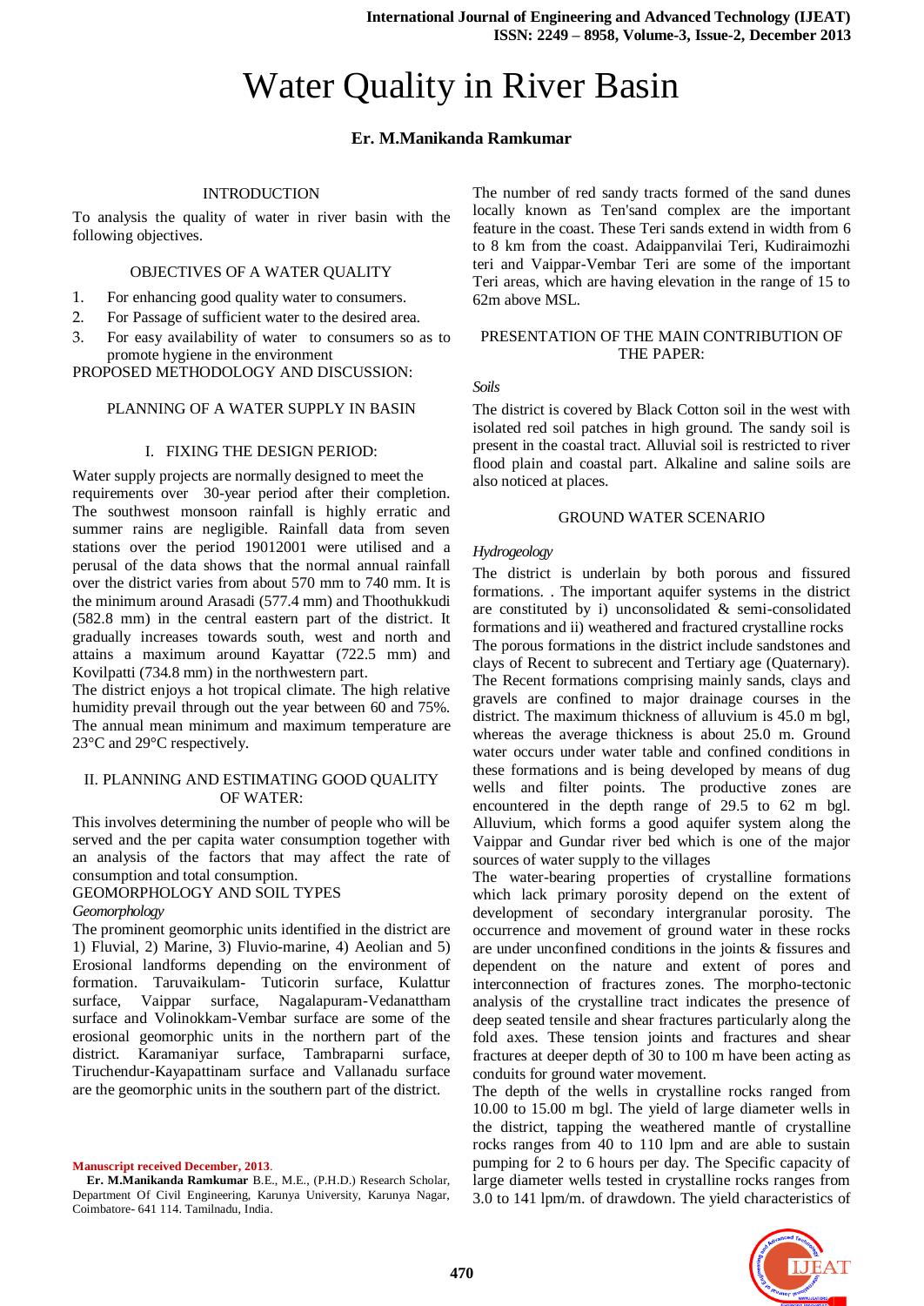# Water Quality in River Basin

**Er. M.Manikanda Ramkumar**

## INTRODUCTION

To analysis the quality of water in river basin with the following objectives.

## OBJECTIVES OF A WATER QUALITY

1. For enhancing good quality water to consumers.
2. For Passage of sufficient water to the desired area.
3. For easy availability of water to consumers so as to promote hygiene in the environment

PROPOSED METHODOLOGY AND DISCUSSION:

## PLANNING OF A WATER SUPPLY IN BASIN

### I. FIXING THE DESIGN PERIOD:

Water supply projects are normally designed to meet the requirements over 30-year period after their completion. The southwest monsoon rainfall is highly erratic and summer rains are negligible. Rainfall data from seven stations over the period 19012001 were utilised and a perusal of the data shows that the normal annual rainfall over the district varies from about 570 mm to 740 mm. It is the minimum around Arasadi (577.4 mm) and Thoothukkudi (582.8 mm) in the central eastern part of the district. It gradually increases towards south, west and north and attains a maximum around Kayattar (722.5 mm) and Kovilpatti (734.8 mm) in the northwestern part.

The district enjoys a hot tropical climate. The high relative humidity prevail through out the year between 60 and 75%. The annual mean minimum and maximum temperature are 23°C and 29°C respectively.

### II. PLANNING AND ESTIMATING GOOD QUALITY OF WATER:

This involves determining the number of people who will be served and the per capita water consumption together with an analysis of the factors that may affect the rate of consumption and total consumption.

GEOMORPHOLOGY AND SOIL TYPES

*Geomorphology*

The prominent geomorphic units identified in the district are 1) Fluvial, 2) Marine, 3) Fluvio-marine, 4) Aeolian and 5) Erosional landforms depending on the environment of formation. Taruvaikulam- Tuticorin surface, Kulattur surface, Vaippar surface, Nagalapuram-Vedanattham surface and Volinokkam-Vembar surface are some of the erosional geomorphic units in the northern part of the district. Karamaniyar surface, Tambraparni surface, Tiruchendur-Kayapattinam surface and Vallanadu surface are the geomorphic units in the southern part of the district.

The number of red sandy tracts formed of the sand dunes locally known as Ten'sand complex are the important feature in the coast. These Teri sands extend in width from 6 to 8 km from the coast. Adaippanvilai Teri, Kudiraimozhi teri and Vaippar-Vembar Teri are some of the important Teri areas, which are having elevation in the range of 15 to 62m above MSL.

## PRESENTATION OF THE MAIN CONTRIBUTION OF THE PAPER:

*Soils*

The district is covered by Black Cotton soil in the west with isolated red soil patches in high ground. The sandy soil is present in the coastal tract. Alluvial soil is restricted to river flood plain and coastal part. Alkaline and saline soils are also noticed at places.

## GROUND WATER SCENARIO

*Hydrogeology*

The district is underlain by both porous and fissured formations. . The important aquifer systems in the district are constituted by i) unconsolidated & semi-consolidated formations and ii) weathered and fractured crystalline rocks

The porous formations in the district include sandstones and clays of Recent to subrecent and Tertiary age (Quaternary). The Recent formations comprising mainly sands, clays and gravels are confined to major drainage courses in the district. The maximum thickness of alluvium is 45.0 m bgl, whereas the average thickness is about 25.0 m. Ground water occurs under water table and confined conditions in these formations and is being developed by means of dug wells and filter points. The productive zones are encountered in the depth range of 29.5 to 62 m bgl. Alluvium, which forms a good aquifer system along the Vaippar and Gundar river bed which is one of the major sources of water supply to the villages

The water-bearing properties of crystalline formations which lack primary porosity depend on the extent of development of secondary intergranular porosity. The occurrence and movement of ground water in these rocks are under unconfined conditions in the joints & fissures and dependent on the nature and extent of pores and interconnection of fractures zones. The morpho-tectonic analysis of the crystalline tract indicates the presence of deep seated tensile and shear fractures particularly along the fold axes. These tension joints and fractures and shear fractures at deeper depth of 30 to 100 m have been acting as conduits for ground water movement.

The depth of the wells in crystalline rocks ranged from 10.00 to 15.00 m bgl. The yield of large diameter wells in the district, tapping the weathered mantle of crystalline rocks ranges from 40 to 110 lpm and are able to sustain pumping for 2 to 6 hours per day. The Specific capacity of large diameter wells tested in crystalline rocks ranges from 3.0 to 141 lpm/m. of drawdown. The yield characteristics of

---

**Manuscript received December, 2013**.

**Er. M.Manikanda Ramkumar** B.E., M.E., (P.H.D.) Research Scholar, Department Of Civil Engineering, Karunya University, Karunya Nagar, Coimbatore- 641 114. Tamilnadu, India.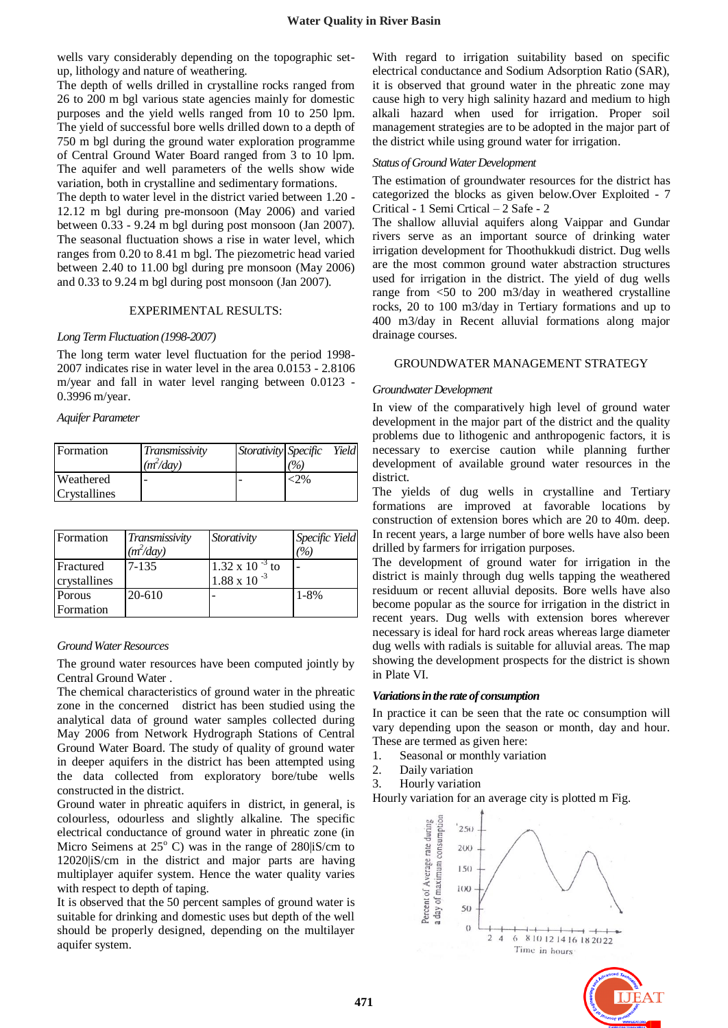wells vary considerably depending on the topographic set-up, lithology and nature of weathering.

The depth of wells drilled in crystalline rocks ranged from 26 to 200 m bgl various state agencies mainly for domestic purposes and the yield wells ranged from 10 to 250 lpm. The yield of successful bore wells drilled down to a depth of 750 m bgl during the ground water exploration programme of Central Ground Water Board ranged from 3 to 10 lpm. The aquifer and well parameters of the wells show wide variation, both in crystalline and sedimentary formations.

The depth to water level in the district varied between 1.20 - 12.12 m bgl during pre-monsoon (May 2006) and varied between 0.33 - 9.24 m bgl during post monsoon (Jan 2007). The seasonal fluctuation shows a rise in water level, which ranges from 0.20 to 8.41 m bgl. The piezometric head varied between 2.40 to 11.00 bgl during pre monsoon (May 2006) and 0.33 to 9.24 m bgl during post monsoon (Jan 2007).

## EXPERIMENTAL RESULTS:

*Long Term Fluctuation (1998-2007)*

The long term water level fluctuation for the period 1998-2007 indicates rise in water level in the area 0.0153 - 2.8106 m/year and fall in water level ranging between 0.0123 - 0.3996 m/year.

*Aquifer Parameter*

| Formation | *Transmissivity ($m^2$/day)* | *Storativity* | *Specific Yield (%)* |
|---|---|---|---|
| Weathered Crystallines | - | - | <2% |

| Formation | *Transmissivity ($m^2$/day)* | *Storativity* | *Specific Yield (%)* |
|---|---|---|---|
| Fractured crystallines | 7-135 | $1.32 \times 10^{-3}$ to $1.88 \times 10^{-3}$ | - |
| Porous Formation | 20-610 | - | 1-8% |

*Ground Water Resources*

The ground water resources have been computed jointly by Central Ground Water .

The chemical characteristics of ground water in the phreatic zone in the concerned district has been studied using the analytical data of ground water samples collected during May 2006 from Network Hydrograph Stations of Central Ground Water Board. The study of quality of ground water in deeper aquifers in the district has been attempted using the data collected from exploratory bore/tube wells constructed in the district.

Ground water in phreatic aquifers in district, in general, is colourless, odourless and slightly alkaline. The specific electrical conductance of ground water in phreatic zone (in Micro Seimens at $25^o$ C) was in the range of 280|iS/cm to 12020|iS/cm in the district and major parts are having multiplayer aquifer system. Hence the water quality varies with respect to depth of taping.

It is observed that the 50 percent samples of ground water is suitable for drinking and domestic uses but depth of the well should be properly designed, depending on the multilayer aquifer system.

With regard to irrigation suitability based on specific electrical conductance and Sodium Adsorption Ratio (SAR), it is observed that ground water in the phreatic zone may cause high to very high salinity hazard and medium to high alkali hazard when used for irrigation. Proper soil management strategies are to be adopted in the major part of the district while using ground water for irrigation.

*Status of Ground Water Development*

The estimation of groundwater resources for the district has categorized the blocks as given below.Over Exploited - 7 Critical - 1 Semi Crtical – 2 Safe - 2

The shallow alluvial aquifers along Vaippar and Gundar rivers serve as an important source of drinking water irrigation development for Thoothukkudi district. Dug wells are the most common ground water abstraction structures used for irrigation in the district. The yield of dug wells range from <50 to 200 m3/day in weathered crystalline rocks, 20 to 100 m3/day in Tertiary formations and up to 400 m3/day in Recent alluvial formations along major drainage courses.

## GROUNDWATER MANAGEMENT STRATEGY

*Groundwater Development*

In view of the comparatively high level of ground water development in the major part of the district and the quality problems due to lithogenic and anthropogenic factors, it is necessary to exercise caution while planning further development of available ground water resources in the district.

The yields of dug wells in crystalline and Tertiary formations are improved at favorable locations by construction of extension bores which are 20 to 40m. deep. In recent years, a large number of bore wells have also been drilled by farmers for irrigation purposes.

The development of ground water for irrigation in the district is mainly through dug wells tapping the weathered residuum or recent alluvial deposits. Bore wells have also become popular as the source for irrigation in the district in recent years. Dug wells with extension bores wherever necessary is ideal for hard rock areas whereas large diameter dug wells with radials is suitable for alluvial areas. The map showing the development prospects for the district is shown in Plate VI.

***Variations in the rate of consumption***

In practice it can be seen that the rate oc consumption will vary depending upon the season or month, day and hour. These are termed as given here:

1. Seasonal or monthly variation
2. Daily variation
3. Hourly variation

Hourly variation for an average city is plotted m Fig.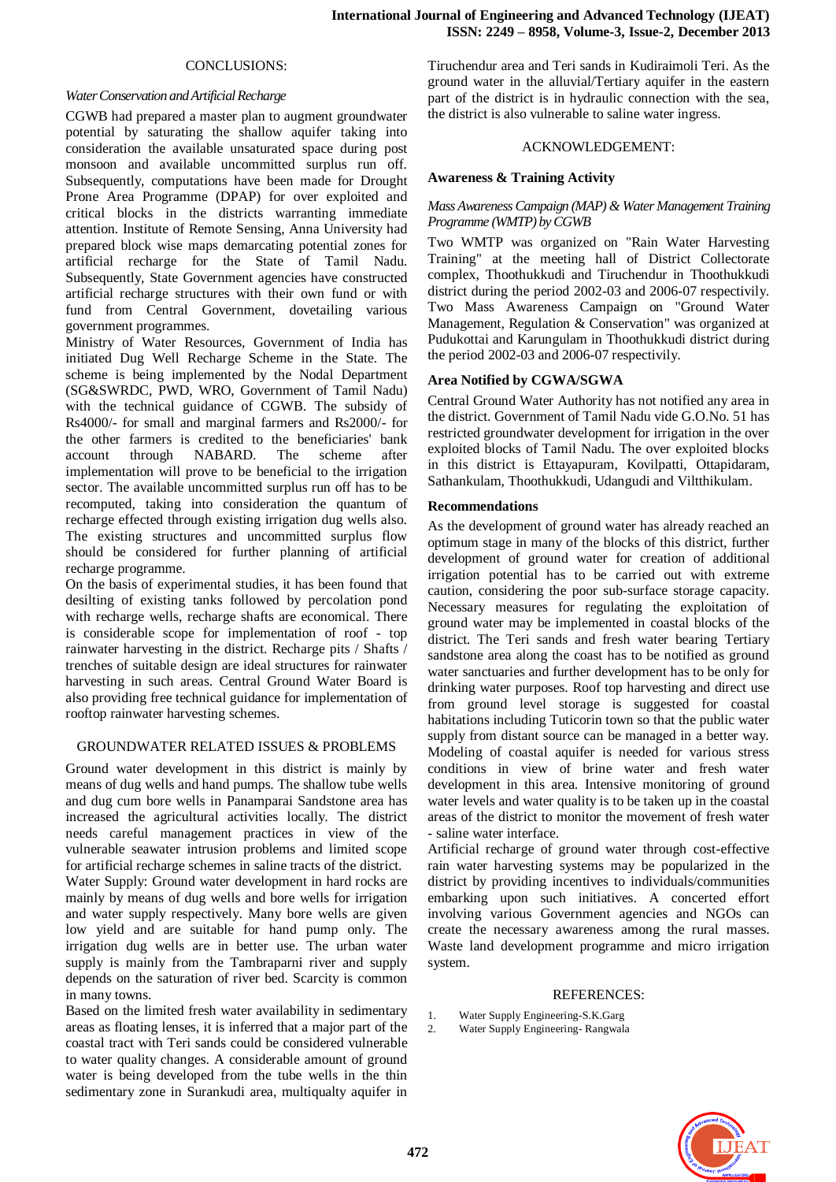## CONCLUSIONS:

*Water Conservation and Artificial Recharge*

CGWB had prepared a master plan to augment groundwater potential by saturating the shallow aquifer taking into consideration the available unsaturated space during post monsoon and available uncommitted surplus run off. Subsequently, computations have been made for Drought Prone Area Programme (DPAP) for over exploited and critical blocks in the districts warranting immediate attention. Institute of Remote Sensing, Anna University had prepared block wise maps demarcating potential zones for artificial recharge for the State of Tamil Nadu. Subsequently, State Government agencies have constructed artificial recharge structures with their own fund or with fund from Central Government, dovetailing various government programmes.

Ministry of Water Resources, Government of India has initiated Dug Well Recharge Scheme in the State. The scheme is being implemented by the Nodal Department (SG&SWRDC, PWD, WRO, Government of Tamil Nadu) with the technical guidance of CGWB. The subsidy of Rs4000/- for small and marginal farmers and Rs2000/- for the other farmers is credited to the beneficiaries' bank account through NABARD. The scheme after implementation will prove to be beneficial to the irrigation sector. The available uncommitted surplus run off has to be recomputed, taking into consideration the quantum of recharge effected through existing irrigation dug wells also. The existing structures and uncommitted surplus flow should be considered for further planning of artificial recharge programme.

On the basis of experimental studies, it has been found that desilting of existing tanks followed by percolation pond with recharge wells, recharge shafts are economical. There is considerable scope for implementation of roof - top rainwater harvesting in the district. Recharge pits / Shafts / trenches of suitable design are ideal structures for rainwater harvesting in such areas. Central Ground Water Board is also providing free technical guidance for implementation of rooftop rainwater harvesting schemes.

## GROUNDWATER RELATED ISSUES & PROBLEMS

Ground water development in this district is mainly by means of dug wells and hand pumps. The shallow tube wells and dug cum bore wells in Panamparai Sandstone area has increased the agricultural activities locally. The district needs careful management practices in view of the vulnerable seawater intrusion problems and limited scope for artificial recharge schemes in saline tracts of the district.

Water Supply: Ground water development in hard rocks are mainly by means of dug wells and bore wells for irrigation and water supply respectively. Many bore wells are given low yield and are suitable for hand pump only. The irrigation dug wells are in better use. The urban water supply is mainly from the Tambraparni river and supply depends on the saturation of river bed. Scarcity is common in many towns.

Based on the limited fresh water availability in sedimentary areas as floating lenses, it is inferred that a major part of the coastal tract with Teri sands could be considered vulnerable to water quality changes. A considerable amount of ground water is being developed from the tube wells in the thin sedimentary zone in Surankudi area, multiqualty aquifer in Tiruchendur area and Teri sands in Kudiraimoli Teri. As the ground water in the alluvial/Tertiary aquifer in the eastern part of the district is in hydraulic connection with the sea, the district is also vulnerable to saline water ingress.

## ACKNOWLEDGEMENT:

### Awareness & Training Activity

*Mass Awareness Campaign (MAP) & Water Management Training Programme (WMTP) by CGWB*

Two WMTP was organized on "Rain Water Harvesting Training" at the meeting hall of District Collectorate complex, Thoothukkudi and Tiruchendur in Thoothukkudi district during the period 2002-03 and 2006-07 respectively. Two Mass Awareness Campaign on "Ground Water Management, Regulation & Conservation" was organized at Pudukottai and Karungulam in Thoothukkudi district during the period 2002-03 and 2006-07 respectively.

### Area Notified by CGWA/SGWA

Central Ground Water Authority has not notified any area in the district. Government of Tamil Nadu vide G.O.No. 51 has restricted groundwater development for irrigation in the over exploited blocks of Tamil Nadu. The over exploited blocks in this district is Ettayapuram, Kovilpatti, Ottapidaram, Sathankulam, Thoothukkudi, Udangudi and Viltthikulam.

### Recommendations

As the development of ground water has already reached an optimum stage in many of the blocks of this district, further development of ground water for creation of additional irrigation potential has to be carried out with extreme caution, considering the poor sub-surface storage capacity. Necessary measures for regulating the exploitation of ground water may be implemented in coastal blocks of the district. The Teri sands and fresh water bearing Tertiary sandstone area along the coast has to be notified as ground water sanctuaries and further development has to be only for drinking water purposes. Roof top harvesting and direct use from ground level storage is suggested for coastal habitations including Tuticorin town so that the public water supply from distant source can be managed in a better way. Modeling of coastal aquifer is needed for various stress conditions in view of brine water and fresh water development in this area. Intensive monitoring of ground water levels and water quality is to be taken up in the coastal areas of the district to monitor the movement of fresh water - saline water interface.

Artificial recharge of ground water through cost-effective rain water harvesting systems may be popularized in the district by providing incentives to individuals/communities embarking upon such initiatives. A concerted effort involving various Government agencies and NGOs can create the necessary awareness among the rural masses. Waste land development programme and micro irrigation system.

## REFERENCES:

1. Water Supply Engineering-S.K.Garg
2. Water Supply Engineering- Rangwala